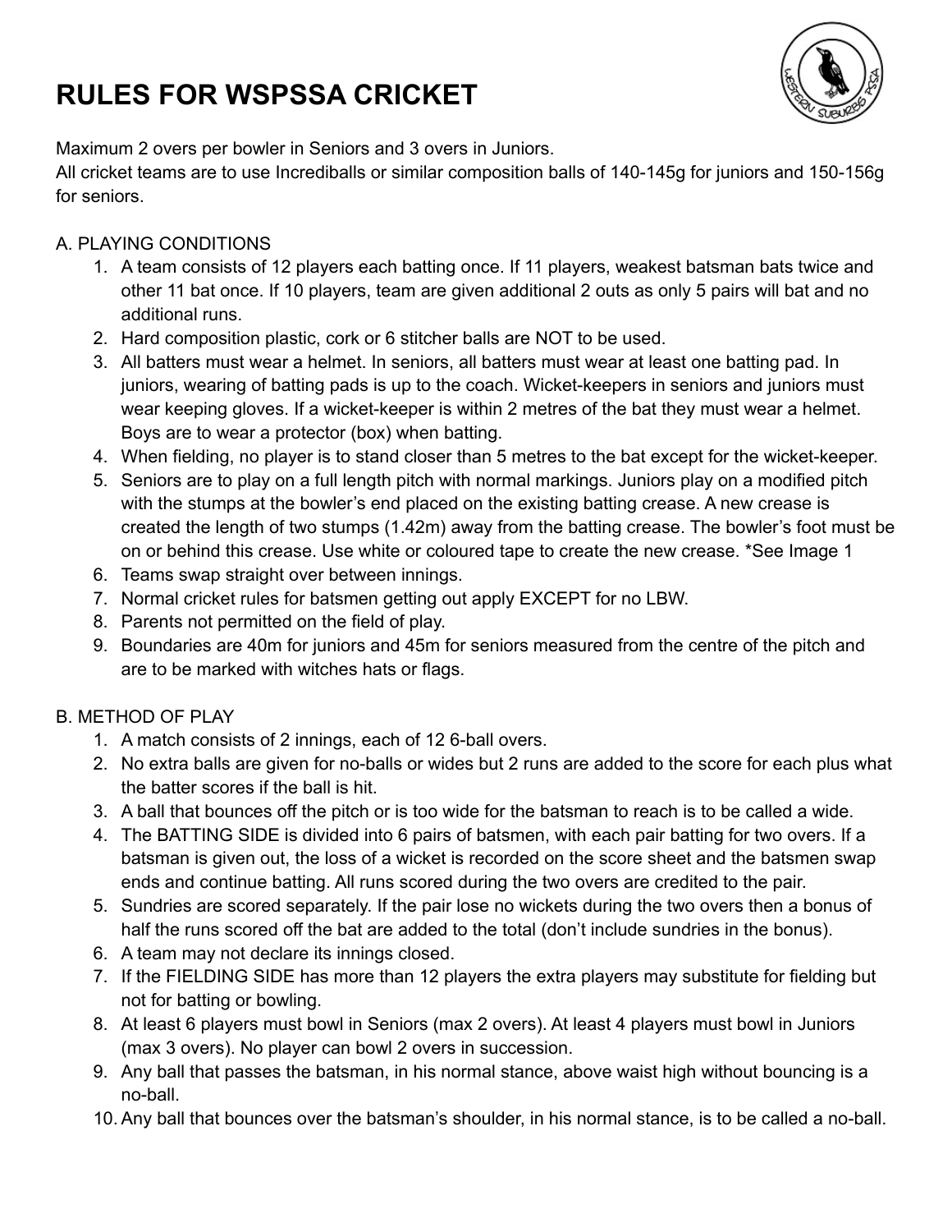# RULES FOR WSPSSA CRICKET

Maximum 2 overs per bowler in Seniors and 3 overs in Juniors.
All cricket teams are to use Incrediballs or similar composition balls of 140-145g for juniors and 150-156g for seniors.

A. PLAYING CONDITIONS

1. A team consists of 12 players each batting once. If 11 players, weakest batsman bats twice and other 11 bat once. If 10 players, team are given additional 2 outs as only 5 pairs will bat and no additional runs.
2. Hard composition plastic, cork or 6 stitcher balls are NOT to be used.
3. All batters must wear a helmet. In seniors, all batters must wear at least one batting pad. In juniors, wearing of batting pads is up to the coach. Wicket-keepers in seniors and juniors must wear keeping gloves. If a wicket-keeper is within 2 metres of the bat they must wear a helmet. Boys are to wear a protector (box) when batting.
4. When fielding, no player is to stand closer than 5 metres to the bat except for the wicket-keeper.
5. Seniors are to play on a full length pitch with normal markings. Juniors play on a modified pitch with the stumps at the bowler's end placed on the existing batting crease. A new crease is created the length of two stumps (1.42m) away from the batting crease. The bowler's foot must be on or behind this crease. Use white or coloured tape to create the new crease. *See Image 1
6. Teams swap straight over between innings.
7. Normal cricket rules for batsmen getting out apply EXCEPT for no LBW.
8. Parents not permitted on the field of play.
9. Boundaries are 40m for juniors and 45m for seniors measured from the centre of the pitch and are to be marked with witches hats or flags.

B. METHOD OF PLAY

1. A match consists of 2 innings, each of 12 6-ball overs.
2. No extra balls are given for no-balls or wides but 2 runs are added to the score for each plus what the batter scores if the ball is hit.
3. A ball that bounces off the pitch or is too wide for the batsman to reach is to be called a wide.
4. The BATTING SIDE is divided into 6 pairs of batsmen, with each pair batting for two overs. If a batsman is given out, the loss of a wicket is recorded on the score sheet and the batsmen swap ends and continue batting. All runs scored during the two overs are credited to the pair.
5. Sundries are scored separately. If the pair lose no wickets during the two overs then a bonus of half the runs scored off the bat are added to the total (don't include sundries in the bonus).
6. A team may not declare its innings closed.
7. If the FIELDING SIDE has more than 12 players the extra players may substitute for fielding but not for batting or bowling.
8. At least 6 players must bowl in Seniors (max 2 overs). At least 4 players must bowl in Juniors (max 3 overs). No player can bowl 2 overs in succession.
9. Any ball that passes the batsman, in his normal stance, above waist high without bouncing is a no-ball.
10. Any ball that bounces over the batsman's shoulder, in his normal stance, is to be called a no-ball.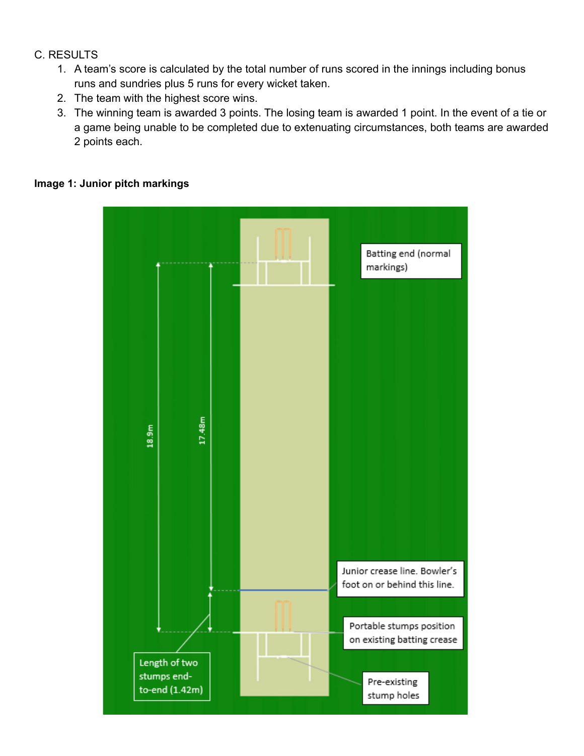C. RESULTS

1. A team's score is calculated by the total number of runs scored in the innings including bonus runs and sundries plus 5 runs for every wicket taken.
2. The team with the highest score wins.
3. The winning team is awarded 3 points. The losing team is awarded 1 point. In the event of a tie or a game being unable to be completed due to extenuating circumstances, both teams are awarded 2 points each.

**Image 1: Junior pitch markings**

Batting end (normal markings)

18.9m

17.48m

Junior crease line. Bowler's foot on or behind this line.

Portable stumps position on existing batting crease

Length of two stumps end-to-end (1.42m)

Pre-existing stump holes